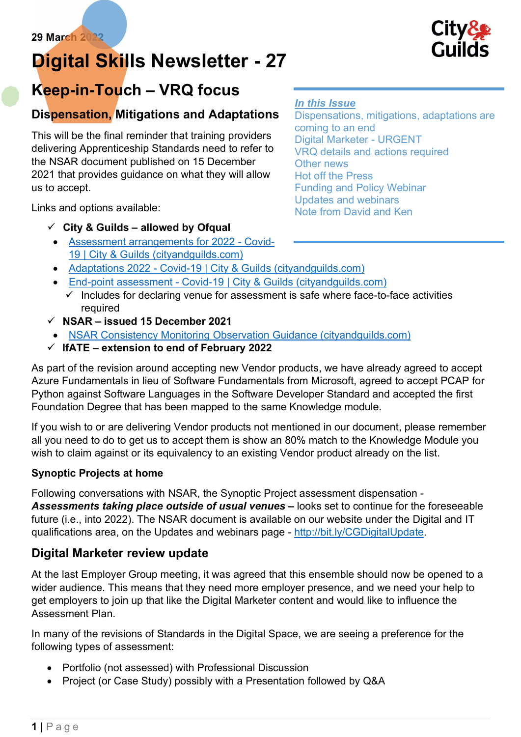29 March 2022

# Digital Skills Newsletter - 27

## Keep-in-Touch – VRQ focus

***In this Issue***

- Dispensations, mitigations, adaptations are coming to an end
- Digital Marketer - URGENT
- VRQ details and actions required
- Other news
- Hot off the Press
- Funding and Policy Webinar
- Updates and webinars
- Note from David and Ken

### Dispensation, Mitigations and Adaptations

This will be the final reminder that training providers delivering Apprenticeship Standards need to refer to the NSAR document published on 15 December 2021 that provides guidance on what they will allow us to accept.

Links and options available:

- ✓ **City & Guilds – allowed by Ofqual**
  - Assessment arrangements for 2022 - Covid-19 | City & Guilds (cityandguilds.com)
  - Adaptations 2022 - Covid-19 | City & Guilds (cityandguilds.com)
  - End-point assessment - Covid-19 | City & Guilds (cityandguilds.com)
    - ✓ Includes for declaring venue for assessment is safe where face-to-face activities required
- ✓ **NSAR – issued 15 December 2021**
  - NSAR Consistency Monitoring Observation Guidance (cityandguilds.com)
- ✓ **IfATE – extension to end of February 2022**

As part of the revision around accepting new Vendor products, we have already agreed to accept Azure Fundamentals in lieu of Software Fundamentals from Microsoft, agreed to accept PCAP for Python against Software Languages in the Software Developer Standard and accepted the first Foundation Degree that has been mapped to the same Knowledge module.

If you wish to or are delivering Vendor products not mentioned in our document, please remember all you need to do to get us to accept them is show an 80% match to the Knowledge Module you wish to claim against or its equivalency to an existing Vendor product already on the list.

**Synoptic Projects at home**

Following conversations with NSAR, the Synoptic Project assessment dispensation - ***Assessments taking place outside of usual venues –*** looks set to continue for the foreseeable future (i.e., into 2022). The NSAR document is available on our website under the Digital and IT qualifications area, on the Updates and webinars page - http://bit.ly/CGDigitalUpdate.

### Digital Marketer review update

At the last Employer Group meeting, it was agreed that this ensemble should now be opened to a wider audience. This means that they need more employer presence, and we need your help to get employers to join up that like the Digital Marketer content and would like to influence the Assessment Plan.

In many of the revisions of Standards in the Digital Space, we are seeing a preference for the following types of assessment:

- Portfolio (not assessed) with Professional Discussion
- Project (or Case Study) possibly with a Presentation followed by Q&A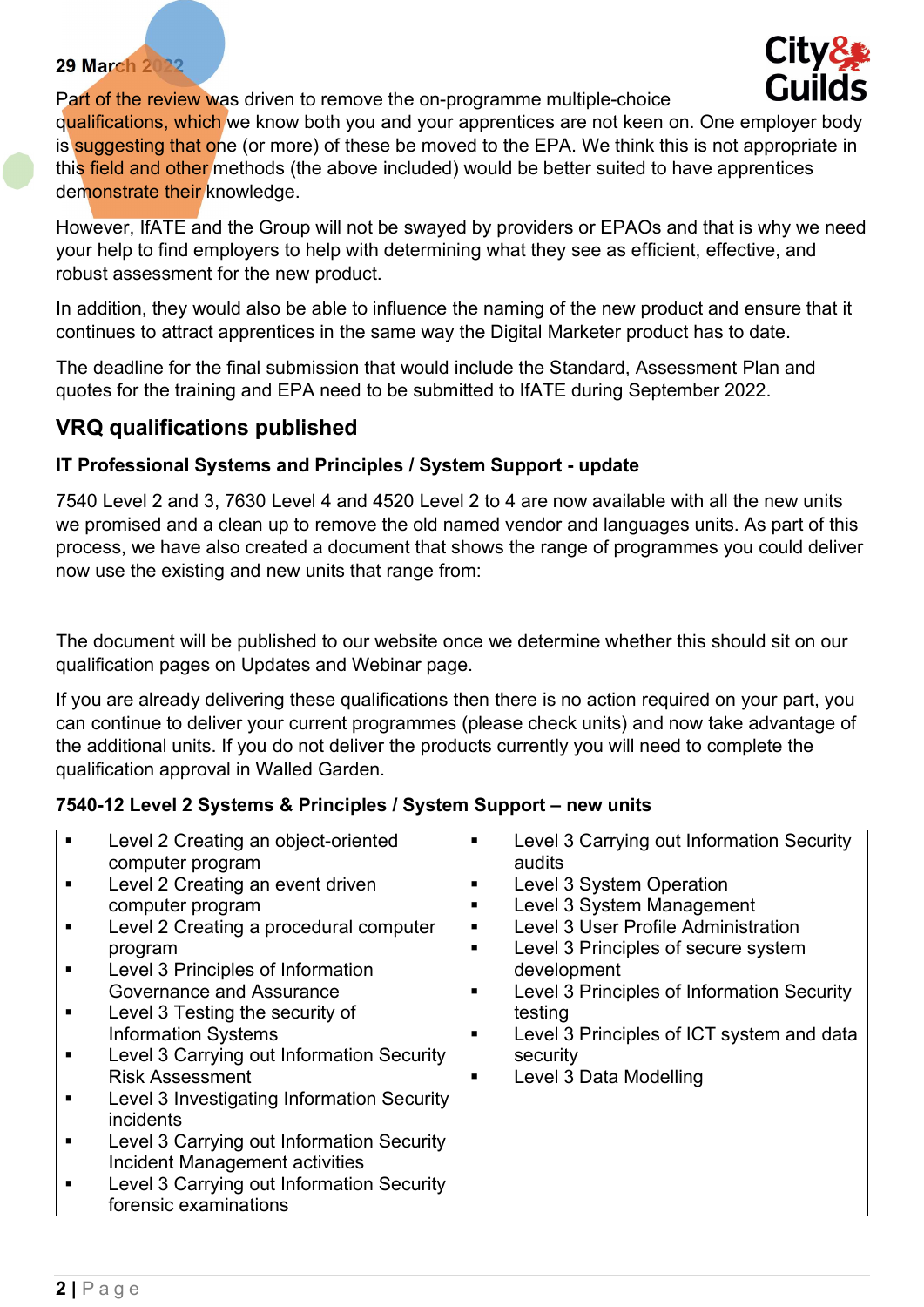**29 March 2022**

Part of the review was driven to remove the on-programme multiple-choice qualifications, which we know both you and your apprentices are not keen on. One employer body is suggesting that one (or more) of these be moved to the EPA. We think this is not appropriate in this field and other methods (the above included) would be better suited to have apprentices demonstrate their knowledge.

However, IfATE and the Group will not be swayed by providers or EPAOs and that is why we need your help to find employers to help with determining what they see as efficient, effective, and robust assessment for the new product.

In addition, they would also be able to influence the naming of the new product and ensure that it continues to attract apprentices in the same way the Digital Marketer product has to date.

The deadline for the final submission that would include the Standard, Assessment Plan and quotes for the training and EPA need to be submitted to IfATE during September 2022.

## VRQ qualifications published

**IT Professional Systems and Principles / System Support - update**

7540 Level 2 and 3, 7630 Level 4 and 4520 Level 2 to 4 are now available with all the new units we promised and a clean up to remove the old named vendor and languages units. As part of this process, we have also created a document that shows the range of programmes you could deliver now use the existing and new units that range from:

The document will be published to our website once we determine whether this should sit on our qualification pages on Updates and Webinar page.

If you are already delivering these qualifications then there is no action required on your part, you can continue to deliver your current programmes (please check units) and now take advantage of the additional units. If you do not deliver the products currently you will need to complete the qualification approval in Walled Garden.

**7540-12 Level 2 Systems & Principles / System Support – new units**

| | |
|---|---|
| ▪ Level 2 Creating an object-oriented computer program<br>▪ Level 2 Creating an event driven computer program<br>▪ Level 2 Creating a procedural computer program<br>▪ Level 3 Principles of Information Governance and Assurance<br>▪ Level 3 Testing the security of Information Systems<br>▪ Level 3 Carrying out Information Security Risk Assessment<br>▪ Level 3 Investigating Information Security incidents<br>▪ Level 3 Carrying out Information Security Incident Management activities<br>▪ Level 3 Carrying out Information Security forensic examinations | ▪ Level 3 Carrying out Information Security audits<br>▪ Level 3 System Operation<br>▪ Level 3 System Management<br>▪ Level 3 User Profile Administration<br>▪ Level 3 Principles of secure system development<br>▪ Level 3 Principles of Information Security testing<br>▪ Level 3 Principles of ICT system and data security<br>▪ Level 3 Data Modelling |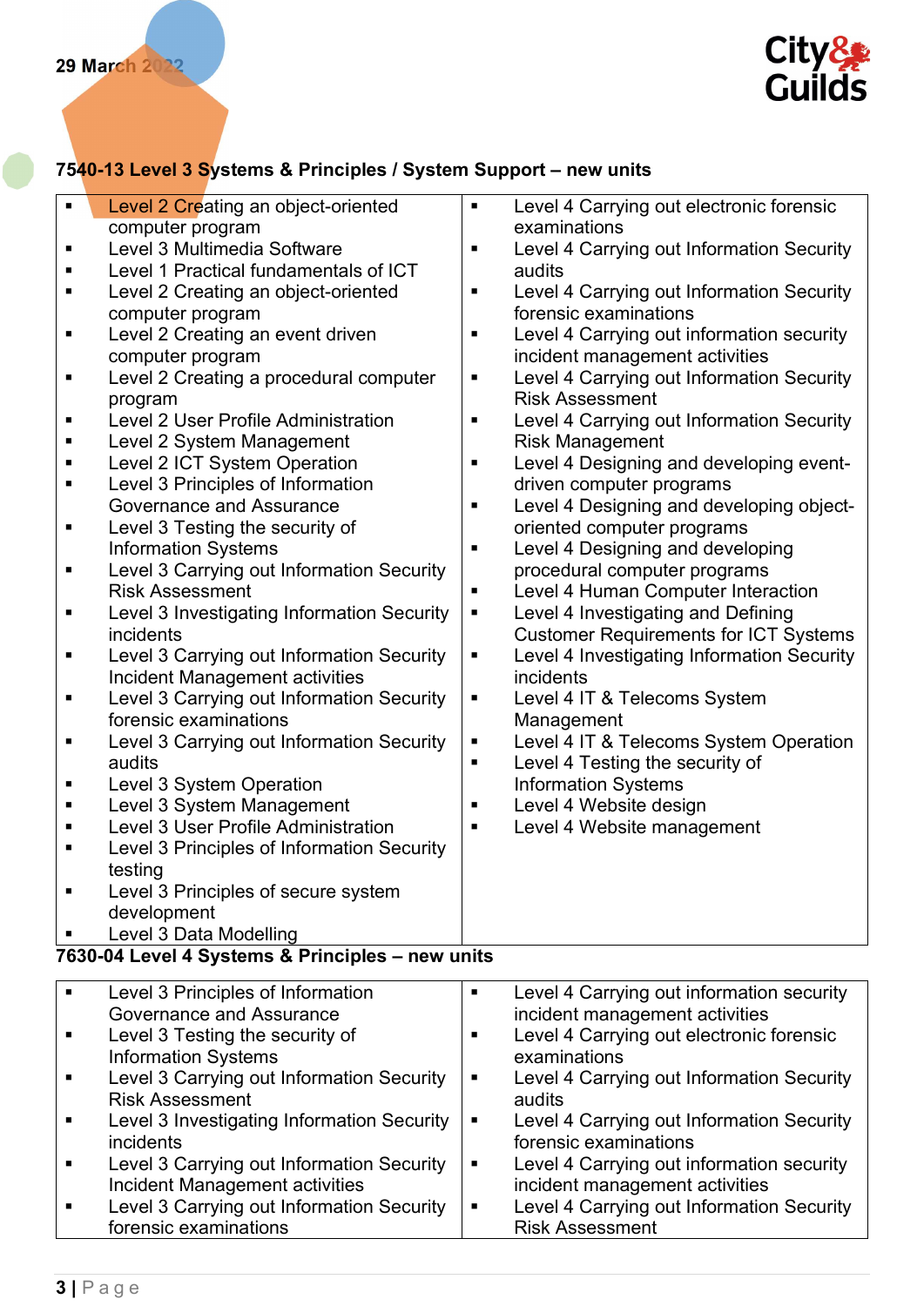29 March 2022

## 7540-13 Level 3 Systems & Principles / System Support – new units

| | |
|---|---|
| ▪ Level 2 Creating an object-oriented computer program<br>▪ Level 3 Multimedia Software<br>▪ Level 1 Practical fundamentals of ICT<br>▪ Level 2 Creating an object-oriented computer program<br>▪ Level 2 Creating an event driven computer program<br>▪ Level 2 Creating a procedural computer program<br>▪ Level 2 User Profile Administration<br>▪ Level 2 System Management<br>▪ Level 2 ICT System Operation<br>▪ Level 3 Principles of Information Governance and Assurance<br>▪ Level 3 Testing the security of Information Systems<br>▪ Level 3 Carrying out Information Security Risk Assessment<br>▪ Level 3 Investigating Information Security incidents<br>▪ Level 3 Carrying out Information Security Incident Management activities<br>▪ Level 3 Carrying out Information Security forensic examinations<br>▪ Level 3 Carrying out Information Security audits<br>▪ Level 3 System Operation<br>▪ Level 3 System Management<br>▪ Level 3 User Profile Administration<br>▪ Level 3 Principles of Information Security testing<br>▪ Level 3 Principles of secure system development<br>▪ Level 3 Data Modelling | ▪ Level 4 Carrying out electronic forensic examinations<br>▪ Level 4 Carrying out Information Security audits<br>▪ Level 4 Carrying out Information Security forensic examinations<br>▪ Level 4 Carrying out information security incident management activities<br>▪ Level 4 Carrying out Information Security Risk Assessment<br>▪ Level 4 Carrying out Information Security Risk Management<br>▪ Level 4 Designing and developing event-driven computer programs<br>▪ Level 4 Designing and developing object-oriented computer programs<br>▪ Level 4 Designing and developing procedural computer programs<br>▪ Level 4 Human Computer Interaction<br>▪ Level 4 Investigating and Defining Customer Requirements for ICT Systems<br>▪ Level 4 Investigating Information Security incidents<br>▪ Level 4 IT & Telecoms System Management<br>▪ Level 4 IT & Telecoms System Operation<br>▪ Level 4 Testing the security of Information Systems<br>▪ Level 4 Website design<br>▪ Level 4 Website management |

## 7630-04 Level 4 Systems & Principles – new units

| | |
|---|---|
| ▪ Level 3 Principles of Information Governance and Assurance<br>▪ Level 3 Testing the security of Information Systems<br>▪ Level 3 Carrying out Information Security Risk Assessment<br>▪ Level 3 Investigating Information Security incidents<br>▪ Level 3 Carrying out Information Security Incident Management activities<br>▪ Level 3 Carrying out Information Security forensic examinations | ▪ Level 4 Carrying out information security incident management activities<br>▪ Level 4 Carrying out electronic forensic examinations<br>▪ Level 4 Carrying out Information Security audits<br>▪ Level 4 Carrying out Information Security forensic examinations<br>▪ Level 4 Carrying out information security incident management activities<br>▪ Level 4 Carrying out Information Security Risk Assessment |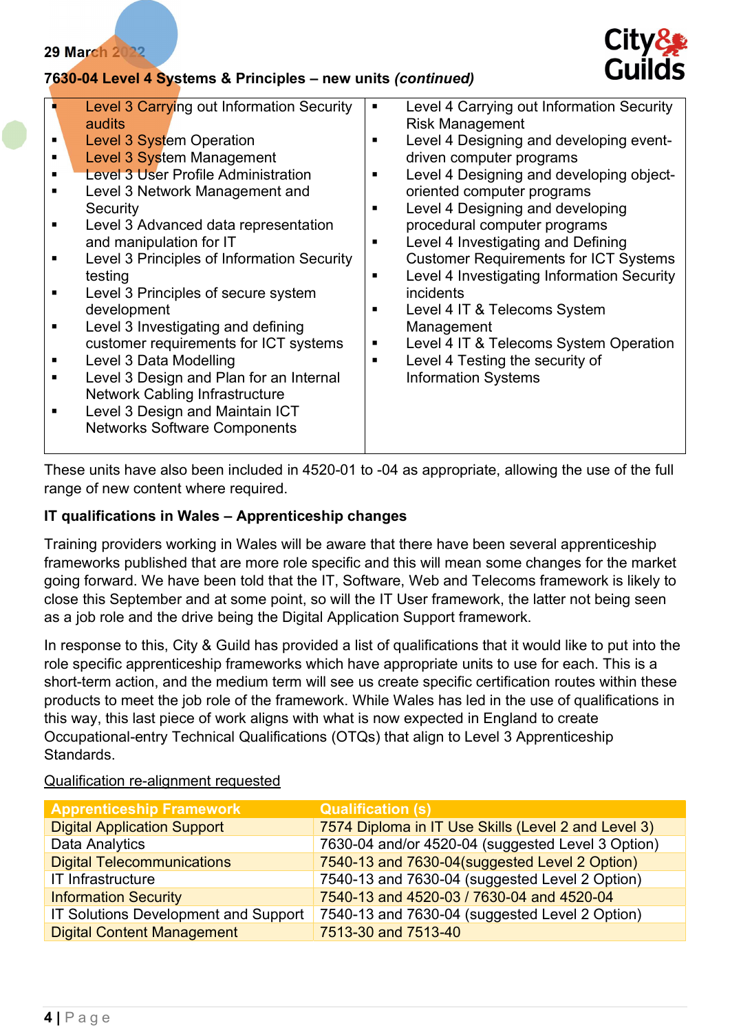7630-04 Level 4 Systems & Principles – new units *(continued)*

| | |
|---|---|
| ▪ Level 3 Carrying out Information Security audits<br>▪ Level 3 System Operation<br>▪ Level 3 System Management<br>▪ Level 3 User Profile Administration<br>▪ Level 3 Network Management and Security<br>▪ Level 3 Advanced data representation and manipulation for IT<br>▪ Level 3 Principles of Information Security testing<br>▪ Level 3 Principles of secure system development<br>▪ Level 3 Investigating and defining customer requirements for ICT systems<br>▪ Level 3 Data Modelling<br>▪ Level 3 Design and Plan for an Internal Network Cabling Infrastructure<br>▪ Level 3 Design and Maintain ICT Networks Software Components | ▪ Level 4 Carrying out Information Security Risk Management<br>▪ Level 4 Designing and developing event-driven computer programs<br>▪ Level 4 Designing and developing object-oriented computer programs<br>▪ Level 4 Designing and developing procedural computer programs<br>▪ Level 4 Investigating and Defining Customer Requirements for ICT Systems<br>▪ Level 4 Investigating Information Security incidents<br>▪ Level 4 IT & Telecoms System Management<br>▪ Level 4 IT & Telecoms System Operation<br>▪ Level 4 Testing the security of Information Systems |

These units have also been included in 4520-01 to -04 as appropriate, allowing the use of the full range of new content where required.

**IT qualifications in Wales – Apprenticeship changes**

Training providers working in Wales will be aware that there have been several apprenticeship frameworks published that are more role specific and this will mean some changes for the market going forward. We have been told that the IT, Software, Web and Telecoms framework is likely to close this September and at some point, so will the IT User framework, the latter not being seen as a job role and the drive being the Digital Application Support framework.

In response to this, City & Guild has provided a list of qualifications that it would like to put into the role specific apprenticeship frameworks which have appropriate units to use for each. This is a short-term action, and the medium term will see us create specific certification routes within these products to meet the job role of the framework. While Wales has led in the use of qualifications in this way, this last piece of work aligns with what is now expected in England to create Occupational-entry Technical Qualifications (OTQs) that align to Level 3 Apprenticeship Standards.

Qualification re-alignment requested

| Apprenticeship Framework | Qualification (s) |
|---|---|
| Digital Application Support | 7574 Diploma in IT Use Skills (Level 2 and Level 3) |
| Data Analytics | 7630-04 and/or 4520-04 (suggested Level 3 Option) |
| Digital Telecommunications | 7540-13 and 7630-04(suggested Level 2 Option) |
| IT Infrastructure | 7540-13 and 7630-04 (suggested Level 2 Option) |
| Information Security | 7540-13 and 4520-03 / 7630-04 and 4520-04 |
| IT Solutions Development and Support | 7540-13 and 7630-04 (suggested Level 2 Option) |
| Digital Content Management | 7513-30 and 7513-40 |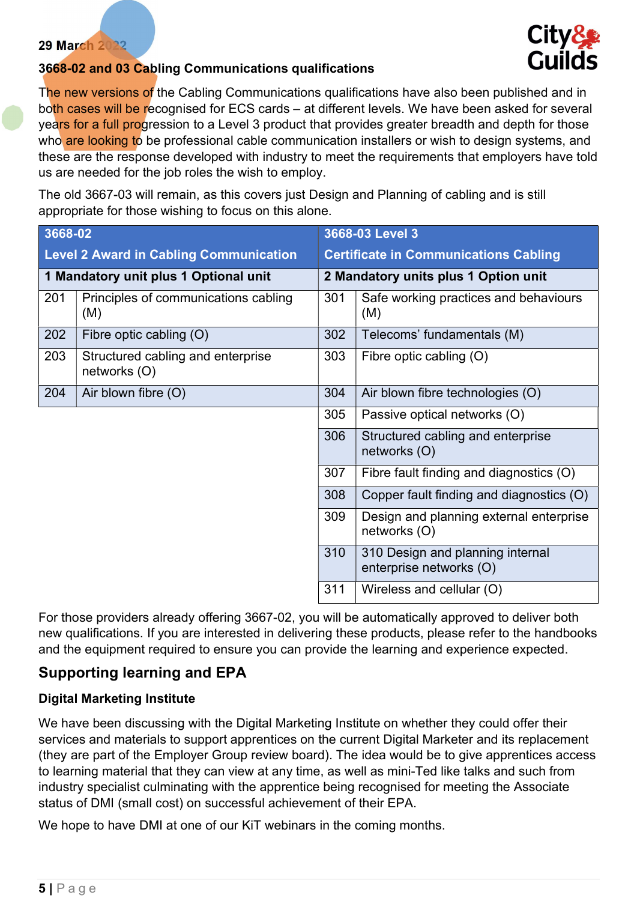29 March 2022

### 3668-02 and 03 Cabling Communications qualifications

The new versions of the Cabling Communications qualifications have also been published and in both cases will be recognised for ECS cards – at different levels. We have been asked for several years for a full progression to a Level 3 product that provides greater breadth and depth for those who are looking to be professional cable communication installers or wish to design systems, and these are the response developed with industry to meet the requirements that employers have told us are needed for the job roles the wish to employ.

The old 3667-03 will remain, as this covers just Design and Planning of cabling and is still appropriate for those wishing to focus on this alone.

| 3668-02 Level 2 Award in Cabling Communication | | 3668-03 Level 3 Certificate in Communications Cabling | |
|---|---|---|---|
| **1 Mandatory unit plus 1 Optional unit** | | **2 Mandatory units plus 1 Option unit** | |
| 201 | Principles of communications cabling (M) | 301 | Safe working practices and behaviours (M) |
| 202 | Fibre optic cabling (O) | 302 | Telecoms' fundamentals (M) |
| 203 | Structured cabling and enterprise networks (O) | 303 | Fibre optic cabling (O) |
| 204 | Air blown fibre (O) | 304 | Air blown fibre technologies (O) |
| | | 305 | Passive optical networks (O) |
| | | 306 | Structured cabling and enterprise networks (O) |
| | | 307 | Fibre fault finding and diagnostics (O) |
| | | 308 | Copper fault finding and diagnostics (O) |
| | | 309 | Design and planning external enterprise networks (O) |
| | | 310 | 310 Design and planning internal enterprise networks (O) |
| | | 311 | Wireless and cellular (O) |

For those providers already offering 3667-02, you will be automatically approved to deliver both new qualifications. If you are interested in delivering these products, please refer to the handbooks and the equipment required to ensure you can provide the learning and experience expected.

## Supporting learning and EPA

### Digital Marketing Institute

We have been discussing with the Digital Marketing Institute on whether they could offer their services and materials to support apprentices on the current Digital Marketer and its replacement (they are part of the Employer Group review board). The idea would be to give apprentices access to learning material that they can view at any time, as well as mini-Ted like talks and such from industry specialist culminating with the apprentice being recognised for meeting the Associate status of DMI (small cost) on successful achievement of their EPA.

We hope to have DMI at one of our KiT webinars in the coming months.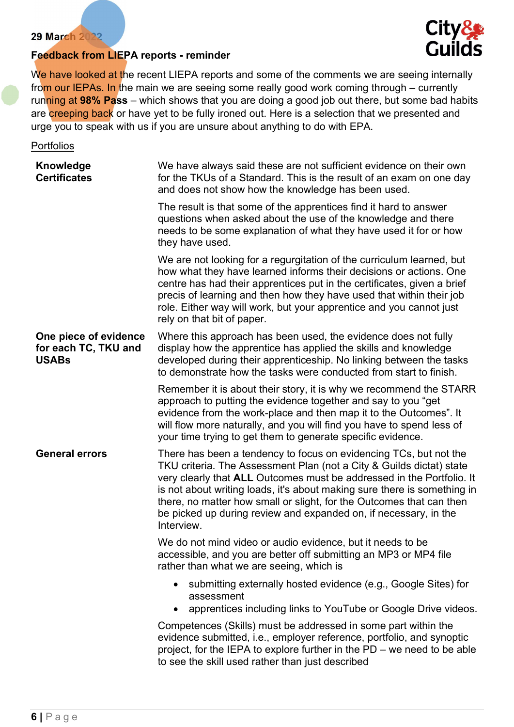29 March 2022

**Feedback from LIEPA reports - reminder**

We have looked at the recent LIEPA reports and some of the comments we are seeing internally from our IEPAs. In the main we are seeing some really good work coming through – currently running at **98% Pass** – which shows that you are doing a good job out there, but some bad habits are creeping back or have yet to be fully ironed out. Here is a selection that we presented and urge you to speak with us if you are unsure about anything to do with EPA.

Portfolios

| | |
|---|---|
| **Knowledge Certificates** | We have always said these are not sufficient evidence on their own for the TKUs of a Standard. This is the result of an exam on one day and does not show how the knowledge has been used.<br><br>The result is that some of the apprentices find it hard to answer questions when asked about the use of the knowledge and there needs to be some explanation of what they have used it for or how they have used.<br><br>We are not looking for a regurgitation of the curriculum learned, but how what they have learned informs their decisions or actions. One centre has had their apprentices put in the certificates, given a brief precis of learning and then how they have used that within their job role. Either way will work, but your apprentice and you cannot just rely on that bit of paper. |
| **One piece of evidence for each TC, TKU and USABs** | Where this approach has been used, the evidence does not fully display how the apprentice has applied the skills and knowledge developed during their apprenticeship. No linking between the tasks to demonstrate how the tasks were conducted from start to finish.<br><br>Remember it is about their story, it is why we recommend the STARR approach to putting the evidence together and say to you "get evidence from the work-place and then map it to the Outcomes". It will flow more naturally, and you will find you have to spend less of your time trying to get them to generate specific evidence. |
| **General errors** | There has been a tendency to focus on evidencing TCs, but not the TKU criteria. The Assessment Plan (not a City & Guilds dictat) state very clearly that **ALL** Outcomes must be addressed in the Portfolio. It is not about writing loads, it's about making sure there is something in there, no matter how small or slight, for the Outcomes that can then be picked up during review and expanded on, if necessary, in the Interview.<br><br>We do not mind video or audio evidence, but it needs to be accessible, and you are better off submitting an MP3 or MP4 file rather than what we are seeing, which is<br><br>• submitting externally hosted evidence (e.g., Google Sites) for assessment<br>• apprentices including links to YouTube or Google Drive videos.<br><br>Competences (Skills) must be addressed in some part within the evidence submitted, i.e., employer reference, portfolio, and synoptic project, for the IEPA to explore further in the PD – we need to be able to see the skill used rather than just described |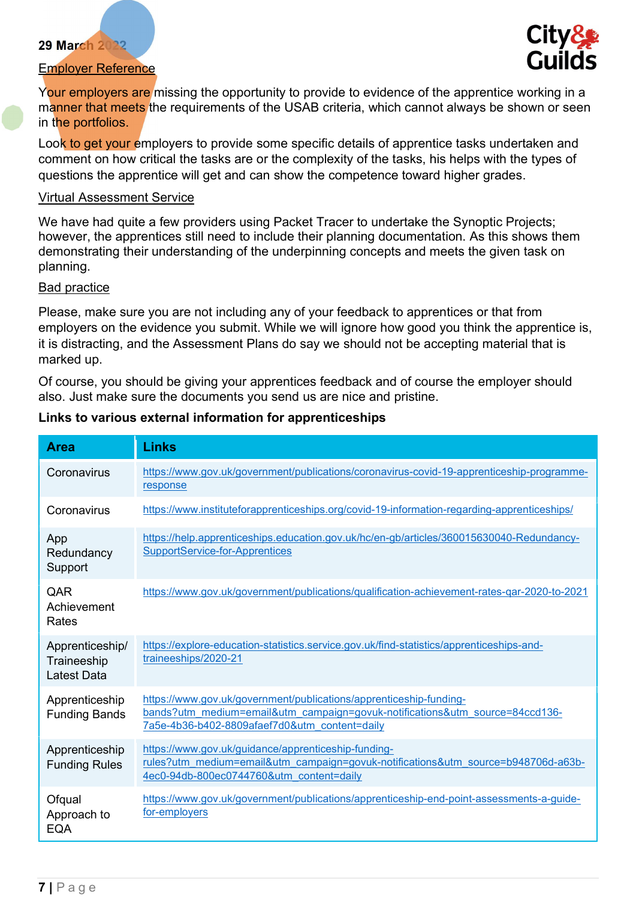29 March 2022

Employer Reference

Your employers are missing the opportunity to provide to evidence of the apprentice working in a manner that meets the requirements of the USAB criteria, which cannot always be shown or seen in the portfolios.

Look to get your employers to provide some specific details of apprentice tasks undertaken and comment on how critical the tasks are or the complexity of the tasks, his helps with the types of questions the apprentice will get and can show the competence toward higher grades.

Virtual Assessment Service

We have had quite a few providers using Packet Tracer to undertake the Synoptic Projects; however, the apprentices still need to include their planning documentation. As this shows them demonstrating their understanding of the underpinning concepts and meets the given task on planning.

Bad practice

Please, make sure you are not including any of your feedback to apprentices or that from employers on the evidence you submit. While we will ignore how good you think the apprentice is, it is distracting, and the Assessment Plans do say we should not be accepting material that is marked up.

Of course, you should be giving your apprentices feedback and of course the employer should also. Just make sure the documents you send us are nice and pristine.

**Links to various external information for apprenticeships**

| Area | Links |
|---|---|
| Coronavirus | https://www.gov.uk/government/publications/coronavirus-covid-19-apprenticeship-programme-response |
| Coronavirus | https://www.instituteforapprenticeships.org/covid-19-information-regarding-apprenticeships/ |
| App Redundancy Support | https://help.apprenticeships.education.gov.uk/hc/en-gb/articles/360015630040-Redundancy-SupportService-for-Apprentices |
| QAR Achievement Rates | https://www.gov.uk/government/publications/qualification-achievement-rates-qar-2020-to-2021 |
| Apprenticeship/ Traineeship Latest Data | https://explore-education-statistics.service.gov.uk/find-statistics/apprenticeships-and-traineeships/2020-21 |
| Apprenticeship Funding Bands | https://www.gov.uk/government/publications/apprenticeship-funding-bands?utm_medium=email&utm_campaign=govuk-notifications&utm_source=84ccd136-7a5e-4b36-b402-8809afaef7d0&utm_content=daily |
| Apprenticeship Funding Rules | https://www.gov.uk/guidance/apprenticeship-funding-rules?utm_medium=email&utm_campaign=govuk-notifications&utm_source=b948706d-a63b-4ec0-94db-800ec0744760&utm_content=daily |
| Ofqual Approach to EQA | https://www.gov.uk/government/publications/apprenticeship-end-point-assessments-a-guide-for-employers |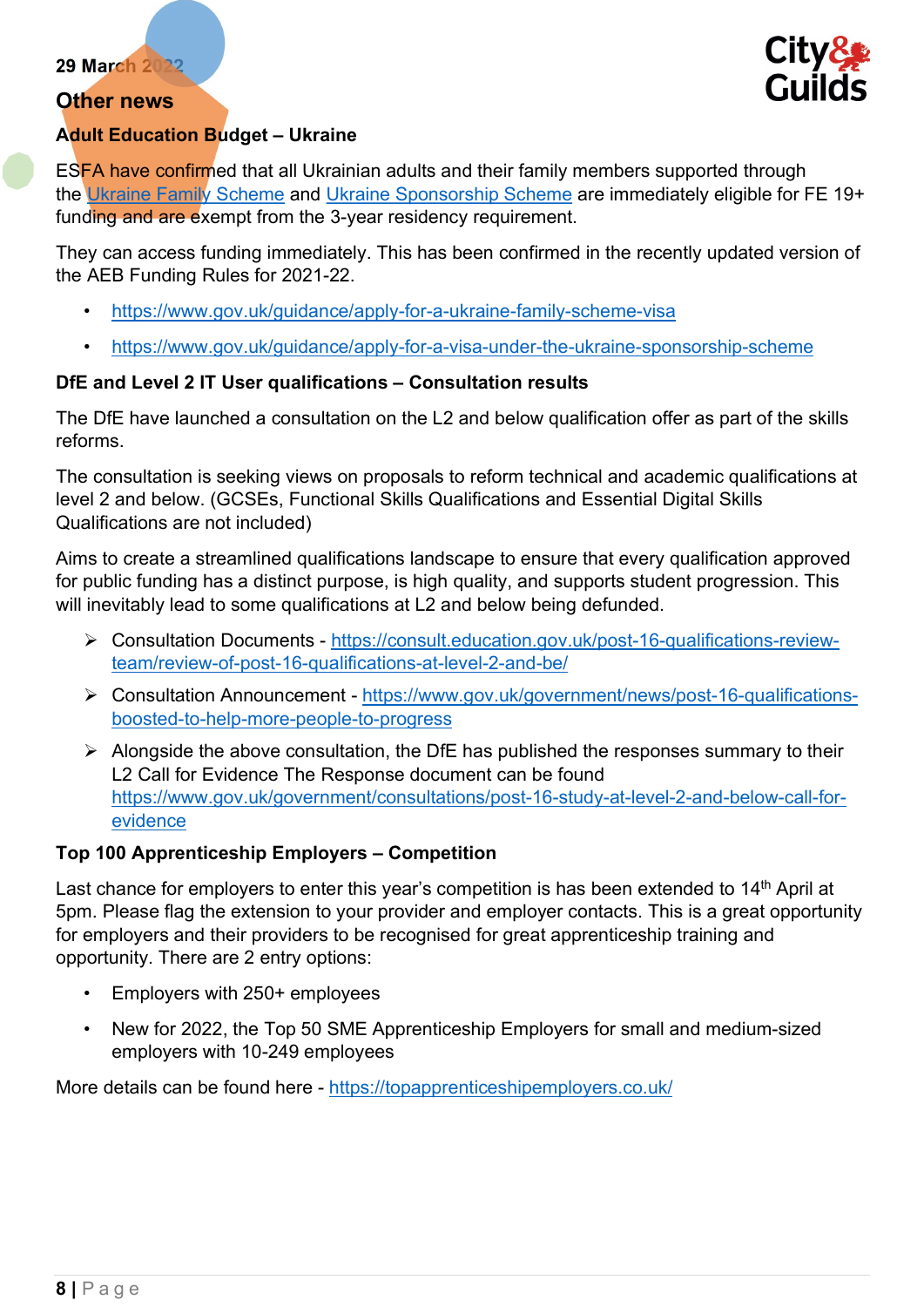29 March 2022

## Other news

### Adult Education Budget – Ukraine

ESFA have confirmed that all Ukrainian adults and their family members supported through the Ukraine Family Scheme and Ukraine Sponsorship Scheme are immediately eligible for FE 19+ funding and are exempt from the 3-year residency requirement.

They can access funding immediately. This has been confirmed in the recently updated version of the AEB Funding Rules for 2021-22.

- https://www.gov.uk/guidance/apply-for-a-ukraine-family-scheme-visa
- https://www.gov.uk/guidance/apply-for-a-visa-under-the-ukraine-sponsorship-scheme

### DfE and Level 2 IT User qualifications – Consultation results

The DfE have launched a consultation on the L2 and below qualification offer as part of the skills reforms.

The consultation is seeking views on proposals to reform technical and academic qualifications at level 2 and below. (GCSEs, Functional Skills Qualifications and Essential Digital Skills Qualifications are not included)

Aims to create a streamlined qualifications landscape to ensure that every qualification approved for public funding has a distinct purpose, is high quality, and supports student progression. This will inevitably lead to some qualifications at L2 and below being defunded.

- Consultation Documents - https://consult.education.gov.uk/post-16-qualifications-review-team/review-of-post-16-qualifications-at-level-2-and-be/
- Consultation Announcement - https://www.gov.uk/government/news/post-16-qualifications-boosted-to-help-more-people-to-progress
- Alongside the above consultation, the DfE has published the responses summary to their L2 Call for Evidence The Response document can be found https://www.gov.uk/government/consultations/post-16-study-at-level-2-and-below-call-for-evidence

### Top 100 Apprenticeship Employers – Competition

Last chance for employers to enter this year's competition is has been extended to 14th April at 5pm. Please flag the extension to your provider and employer contacts. This is a great opportunity for employers and their providers to be recognised for great apprenticeship training and opportunity. There are 2 entry options:

- Employers with 250+ employees
- New for 2022, the Top 50 SME Apprenticeship Employers for small and medium-sized employers with 10-249 employees

More details can be found here - https://topapprenticeshipemployers.co.uk/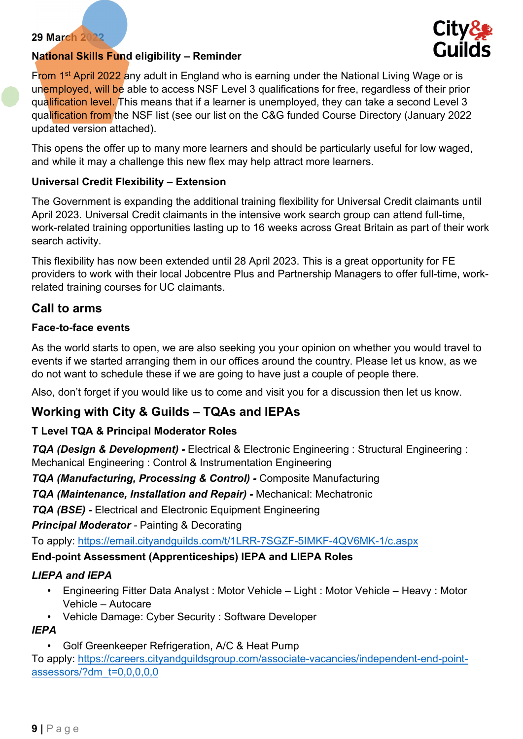29 March 2022

**National Skills Fund eligibility – Reminder**

From 1st April 2022 any adult in England who is earning under the National Living Wage or is unemployed, will be able to access NSF Level 3 qualifications for free, regardless of their prior qualification level. This means that if a learner is unemployed, they can take a second Level 3 qualification from the NSF list (see our list on the C&G funded Course Directory (January 2022 updated version attached).

This opens the offer up to many more learners and should be particularly useful for low waged, and while it may a challenge this new flex may help attract more learners.

**Universal Credit Flexibility – Extension**

The Government is expanding the additional training flexibility for Universal Credit claimants until April 2023. Universal Credit claimants in the intensive work search group can attend full-time, work-related training opportunities lasting up to 16 weeks across Great Britain as part of their work search activity.

This flexibility has now been extended until 28 April 2023. This is a great opportunity for FE providers to work with their local Jobcentre Plus and Partnership Managers to offer full-time, work-related training courses for UC claimants.

## Call to arms

**Face-to-face events**

As the world starts to open, we are also seeking you your opinion on whether you would travel to events if we started arranging them in our offices around the country. Please let us know, as we do not want to schedule these if we are going to have just a couple of people there.

Also, don't forget if you would like us to come and visit you for a discussion then let us know.

## Working with City & Guilds – TQAs and IEPAs

**T Level TQA & Principal Moderator Roles**

***TQA (Design & Development) -*** Electrical & Electronic Engineering : Structural Engineering : Mechanical Engineering : Control & Instrumentation Engineering

***TQA (Manufacturing, Processing & Control) -*** Composite Manufacturing

***TQA (Maintenance, Installation and Repair) -*** Mechanical: Mechatronic

***TQA (BSE) -*** Electrical and Electronic Equipment Engineering

***Principal Moderator*** - Painting & Decorating

To apply: https://email.cityandguilds.com/t/1LRR-7SGZF-5IMKF-4QV6MK-1/c.aspx

**End-point Assessment (Apprenticeships) IEPA and LIEPA Roles**

***LIEPA and IEPA***

- Engineering Fitter Data Analyst : Motor Vehicle – Light : Motor Vehicle – Heavy : Motor Vehicle – Autocare
- Vehicle Damage: Cyber Security : Software Developer

***IEPA***

- Golf Greenkeeper Refrigeration, A/C & Heat Pump

To apply: https://careers.cityandguildsgroup.com/associate-vacancies/independent-end-point-assessors/?dm_t=0,0,0,0,0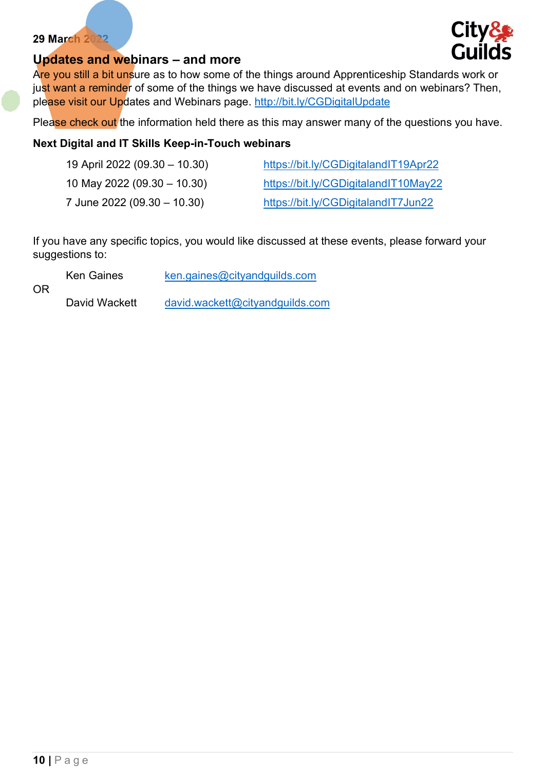29 March 2022

## Updates and webinars – and more

Are you still a bit unsure as to how some of the things around Apprenticeship Standards work or just want a reminder of some of the things we have discussed at events and on webinars? Then, please visit our Updates and Webinars page. http://bit.ly/CGDigitalUpdate

Please check out the information held there as this may answer many of the questions you have.

**Next Digital and IT Skills Keep-in-Touch webinars**

| | |
|---|---|
| 19 April 2022 (09.30 – 10.30) | https://bit.ly/CGDigitalandIT19Apr22 |
| 10 May 2022 (09.30 – 10.30) | https://bit.ly/CGDigitalandIT10May22 |
| 7 June 2022 (09.30 – 10.30) | https://bit.ly/CGDigitalandIT7Jun22 |

If you have any specific topics, you would like discussed at these events, please forward your suggestions to:

Ken Gaines ken.gaines@cityandguilds.com

OR

David Wackett david.wackett@cityandguilds.com